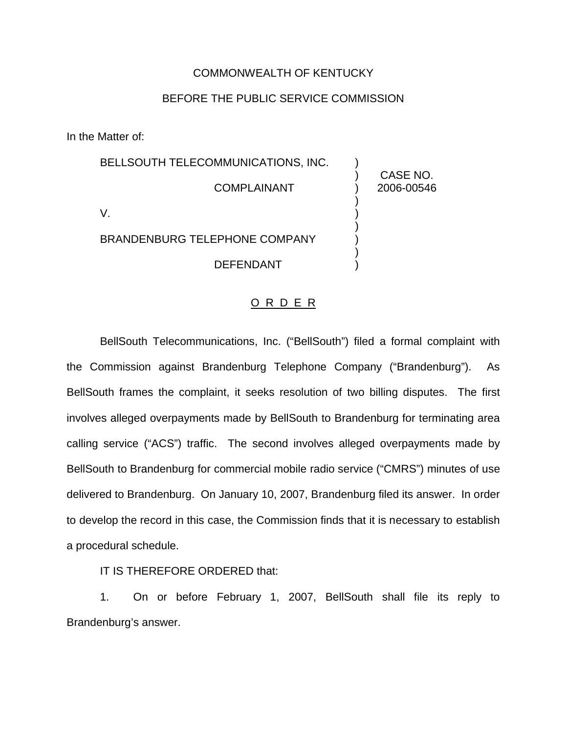COMMONWEALTH OF KENTUCKY

BEFORE THE PUBLIC SERVICE COMMISSION

In the Matter of:

| | | |
|---|---|---|
| BELLSOUTH TELECOMMUNICATIONS, INC. | ) | |
| | ) | CASE NO. |
| COMPLAINANT | ) | 2006-00546 |
| | ) | |
| V. | ) | |
| | ) | |
| BRANDENBURG TELEPHONE COMPANY | ) | |
| | ) | |
| DEFENDANT | ) | |

# O R D E R

BellSouth Telecommunications, Inc. ("BellSouth") filed a formal complaint with the Commission against Brandenburg Telephone Company ("Brandenburg"). As BellSouth frames the complaint, it seeks resolution of two billing disputes. The first involves alleged overpayments made by BellSouth to Brandenburg for terminating area calling service ("ACS") traffic. The second involves alleged overpayments made by BellSouth to Brandenburg for commercial mobile radio service ("CMRS") minutes of use delivered to Brandenburg. On January 10, 2007, Brandenburg filed its answer. In order to develop the record in this case, the Commission finds that it is necessary to establish a procedural schedule.

IT IS THEREFORE ORDERED that:

1. On or before February 1, 2007, BellSouth shall file its reply to Brandenburg's answer.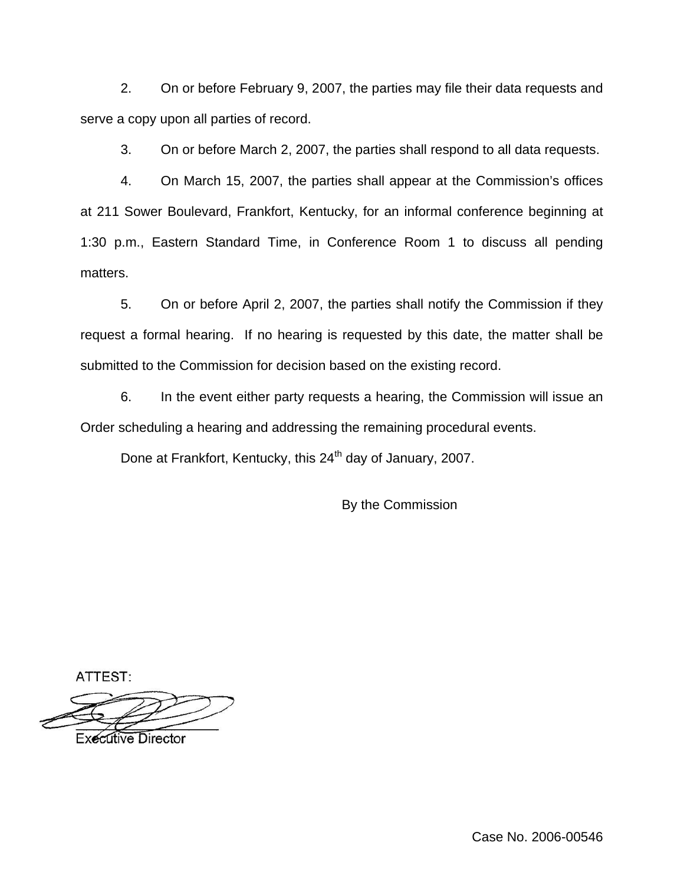2. On or before February 9, 2007, the parties may file their data requests and serve a copy upon all parties of record.

3. On or before March 2, 2007, the parties shall respond to all data requests.

4. On March 15, 2007, the parties shall appear at the Commission's offices at 211 Sower Boulevard, Frankfort, Kentucky, for an informal conference beginning at 1:30 p.m., Eastern Standard Time, in Conference Room 1 to discuss all pending matters.

5. On or before April 2, 2007, the parties shall notify the Commission if they request a formal hearing. If no hearing is requested by this date, the matter shall be submitted to the Commission for decision based on the existing record.

6. In the event either party requests a hearing, the Commission will issue an Order scheduling a hearing and addressing the remaining procedural events.

Done at Frankfort, Kentucky, this 24th day of January, 2007.

By the Commission

ATTEST:

Executive Director

Case No. 2006-00546